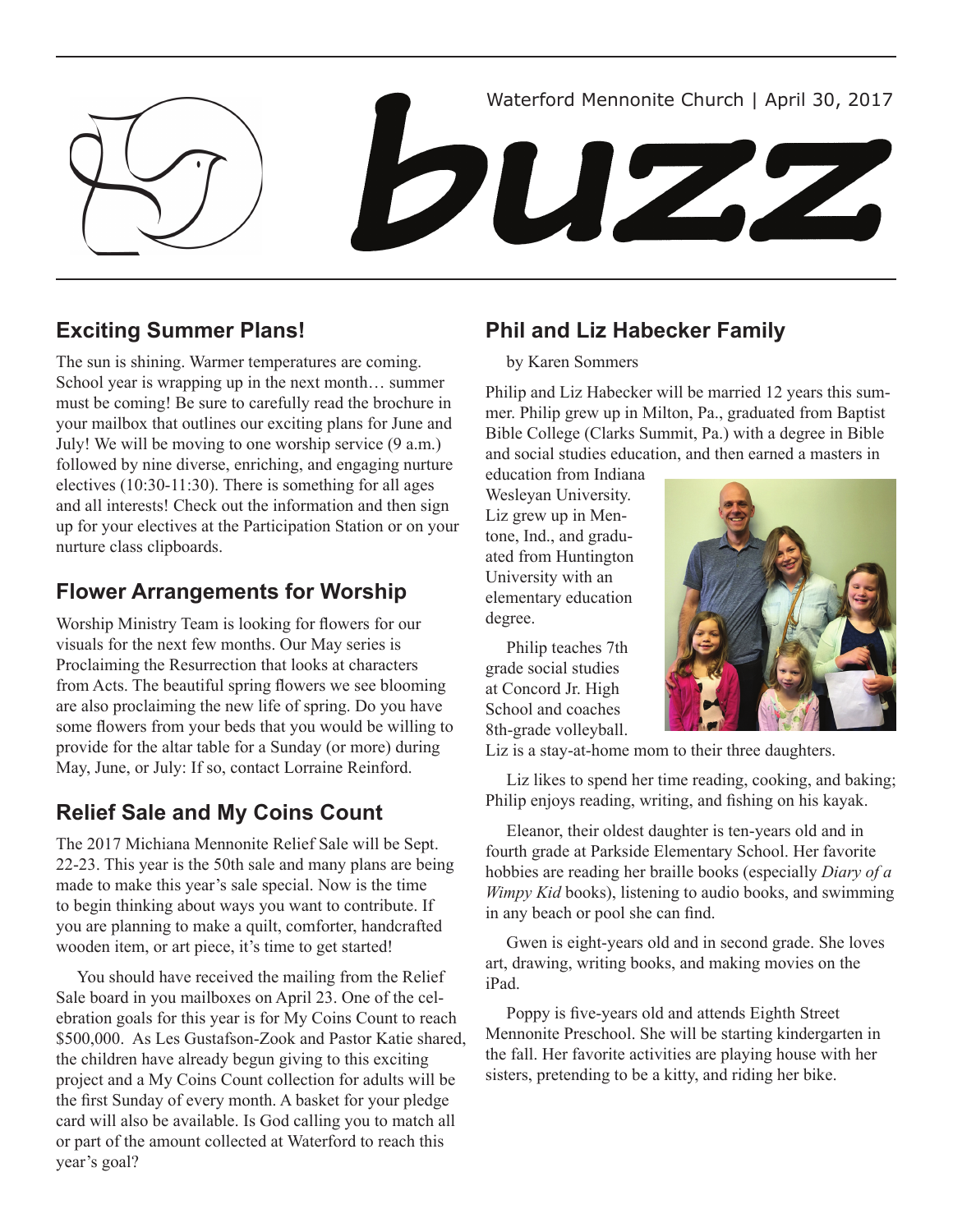Waterford Mennonite Church | April 30, 2017

# buzz

## Exciting Summer Plans!

The sun is shining. Warmer temperatures are coming. School year is wrapping up in the next month… summer must be coming! Be sure to carefully read the brochure in your mailbox that outlines our exciting plans for June and July! We will be moving to one worship service (9 a.m.) followed by nine diverse, enriching, and engaging nurture electives (10:30-11:30). There is something for all ages and all interests! Check out the information and then sign up for your electives at the Participation Station or on your nurture class clipboards.

## Flower Arrangements for Worship

Worship Ministry Team is looking for flowers for our visuals for the next few months. Our May series is Proclaiming the Resurrection that looks at characters from Acts. The beautiful spring flowers we see blooming are also proclaiming the new life of spring. Do you have some flowers from your beds that you would be willing to provide for the altar table for a Sunday (or more) during May, June, or July: If so, contact Lorraine Reinford.

## Relief Sale and My Coins Count

The 2017 Michiana Mennonite Relief Sale will be Sept. 22-23. This year is the 50th sale and many plans are being made to make this year's sale special. Now is the time to begin thinking about ways you want to contribute. If you are planning to make a quilt, comforter, handcrafted wooden item, or art piece, it's time to get started!

You should have received the mailing from the Relief Sale board in you mailboxes on April 23. One of the celebration goals for this year is for My Coins Count to reach $500,000. As Les Gustafson-Zook and Pastor Katie shared, the children have already begun giving to this exciting project and a My Coins Count collection for adults will be the first Sunday of every month. A basket for your pledge card will also be available. Is God calling you to match all or part of the amount collected at Waterford to reach this year's goal?

## Phil and Liz Habecker Family

by Karen Sommers

Philip and Liz Habecker will be married 12 years this summer. Philip grew up in Milton, Pa., graduated from Baptist Bible College (Clarks Summit, Pa.) with a degree in Bible and social studies education, and then earned a masters in education from Indiana Wesleyan University. Liz grew up in Mentone, Ind., and graduated from Huntington University with an elementary education degree.

Philip teaches 7th grade social studies at Concord Jr. High School and coaches 8th-grade volleyball. Liz is a stay-at-home mom to their three daughters.

Liz likes to spend her time reading, cooking, and baking; Philip enjoys reading, writing, and fishing on his kayak.

Eleanor, their oldest daughter is ten-years old and in fourth grade at Parkside Elementary School. Her favorite hobbies are reading her braille books (especially *Diary of a Wimpy Kid* books), listening to audio books, and swimming in any beach or pool she can find.

Gwen is eight-years old and in second grade. She loves art, drawing, writing books, and making movies on the iPad.

Poppy is five-years old and attends Eighth Street Mennonite Preschool. She will be starting kindergarten in the fall. Her favorite activities are playing house with her sisters, pretending to be a kitty, and riding her bike.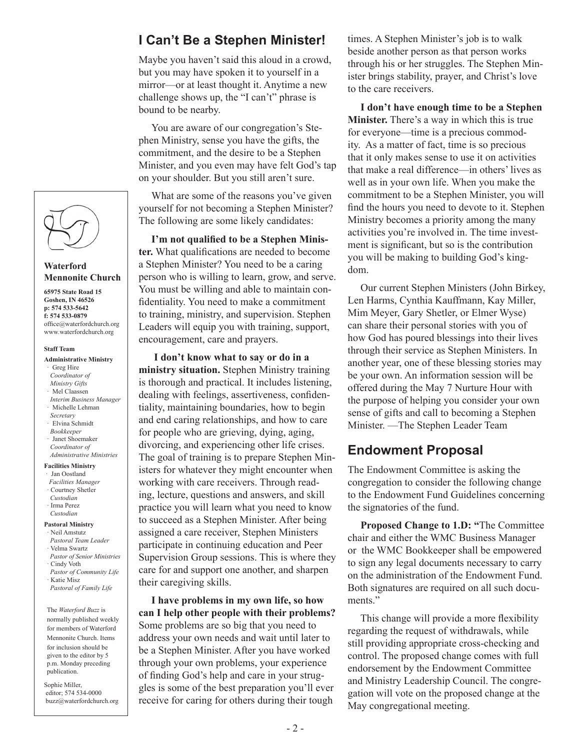## I Can't Be a Stephen Minister!

Maybe you haven't said this aloud in a crowd, but you may have spoken it to yourself in a mirror—or at least thought it. Anytime a new challenge shows up, the "I can't" phrase is bound to be nearby.

You are aware of our congregation's Stephen Ministry, sense you have the gifts, the commitment, and the desire to be a Stephen Minister, and you even may have felt God's tap on your shoulder. But you still aren't sure.

What are some of the reasons you've given yourself for not becoming a Stephen Minister? The following are some likely candidates:

**I'm not qualified to be a Stephen Minister.** What qualifications are needed to become a Stephen Minister? You need to be a caring person who is willing to learn, grow, and serve. You must be willing and able to maintain confidentiality. You need to make a commitment to training, ministry, and supervision. Stephen Leaders will equip you with training, support, encouragement, care and prayers.

**I don't know what to say or do in a ministry situation.** Stephen Ministry training is thorough and practical. It includes listening, dealing with feelings, assertiveness, confidentiality, maintaining boundaries, how to begin and end caring relationships, and how to care for people who are grieving, dying, aging, divorcing, and experiencing other life crises. The goal of training is to prepare Stephen Ministers for whatever they might encounter when working with care receivers. Through reading, lecture, questions and answers, and skill practice you will learn what you need to know to succeed as a Stephen Minister. After being assigned a care receiver, Stephen Ministers participate in continuing education and Peer Supervision Group sessions. This is where they care for and support one another, and sharpen their caregiving skills.

**I have problems in my own life, so how can I help other people with their problems?** Some problems are so big that you need to address your own needs and wait until later to be a Stephen Minister. After you have worked through your own problems, your experience of finding God's help and care in your struggles is some of the best preparation you'll ever receive for caring for others during their tough times. A Stephen Minister's job is to walk beside another person as that person works through his or her struggles. The Stephen Minister brings stability, prayer, and Christ's love to the care receivers.

**I don't have enough time to be a Stephen Minister.** There's a way in which this is true for everyone—time is a precious commodity. As a matter of fact, time is so precious that it only makes sense to use it on activities that make a real difference—in others' lives as well as in your own life. When you make the commitment to be a Stephen Minister, you will find the hours you need to devote to it. Stephen Ministry becomes a priority among the many activities you're involved in. The time investment is significant, but so is the contribution you will be making to building God's kingdom.

Our current Stephen Ministers (John Birkey, Len Harms, Cynthia Kauffmann, Kay Miller, Mim Meyer, Gary Shetler, or Elmer Wyse) can share their personal stories with you of how God has poured blessings into their lives through their service as Stephen Ministers. In another year, one of these blessing stories may be your own. An information session will be offered during the May 7 Nurture Hour with the purpose of helping you consider your own sense of gifts and call to becoming a Stephen Minister. —The Stephen Leader Team

## Endowment Proposal

The Endowment Committee is asking the congregation to consider the following change to the Endowment Fund Guidelines concerning the signatories of the fund.

**Proposed Change to 1.D: "**The Committee chair and either the WMC Business Manager or the WMC Bookkeeper shall be empowered to sign any legal documents necessary to carry on the administration of the Endowment Fund. Both signatures are required on all such documents."

This change will provide a more flexibility regarding the request of withdrawals, while still providing appropriate cross-checking and control. The proposed change comes with full endorsement by the Endowment Committee and Ministry Leadership Council. The congregation will vote on the proposed change at the May congregational meeting.

---

**Waterford Mennonite Church**

**65975 State Road 15**
**Goshen, IN 46526**
**p: 574 533-5642**
**f: 574 533-0879**
office@waterfordchurch.org
www.waterfordchurch.org

**Staff Team**

**Administrative Ministry**
- Greg Hire, *Coordinator of Ministry Gifts*
- Mel Claassen, *Interim Business Manager*
- Michelle Lehman, *Secretary*
- Elvina Schmidt, *Bookkeeper*
- Janet Shoemaker, *Coordinator of Administrative Ministries*

**Facilities Ministry**
- Jan Oostland, *Facilities Manager*
- Courtney Shetler, *Custodian*
- Irma Perez, *Custodian*

**Pastoral Ministry**
- Neil Amstutz, *Pastoral Team Leader*
- Velma Swartz, *Pastor of Senior Ministries*
- Cindy Voth, *Pastor of Community Life*
- Katie Misz, *Pastoral of Family Life*

The *Waterford Buzz* is normally published weekly for members of Waterford Mennonite Church. Items for inclusion should be given to the editor by 5 p.m. Monday preceding publication.

Sophie Miller, editor; 574 534-0000
buzz@waterfordchurch.org